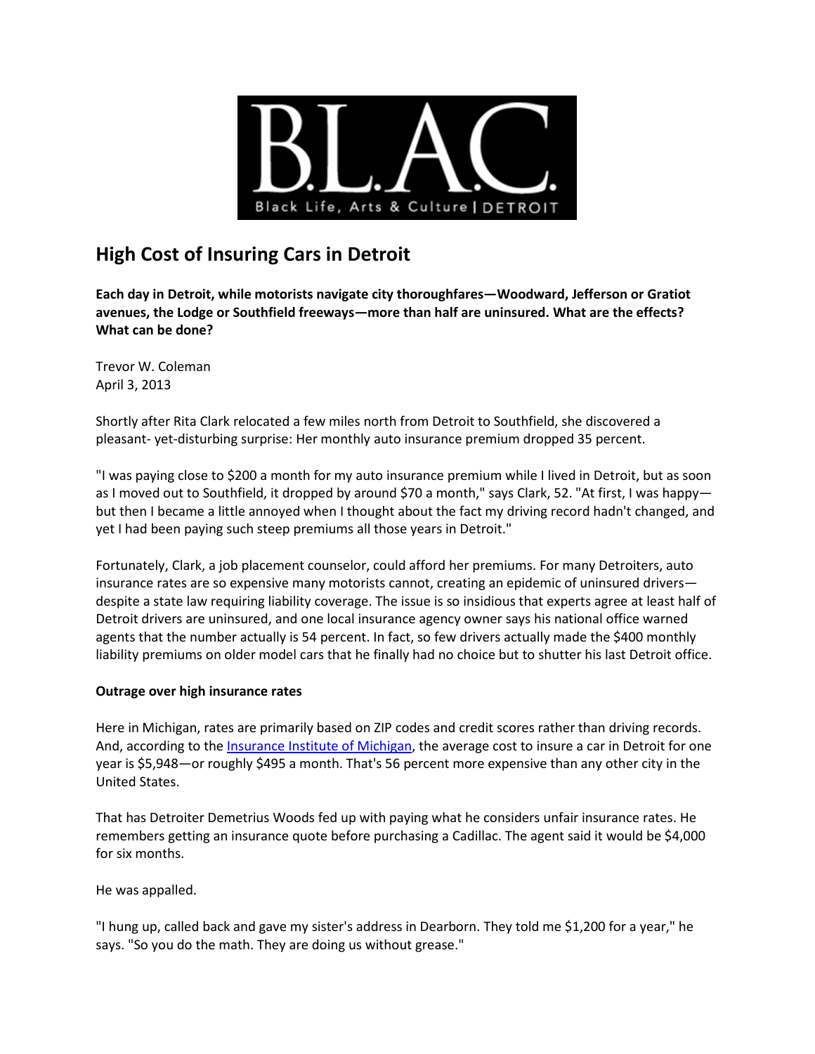B.L.A.C.
Black Life, Arts & Culture | DETROIT

# High Cost of Insuring Cars in Detroit

**Each day in Detroit, while motorists navigate city thoroughfares—Woodward, Jefferson or Gratiot avenues, the Lodge or Southfield freeways—more than half are uninsured. What are the effects? What can be done?**

Trevor W. Coleman
April 3, 2013

Shortly after Rita Clark relocated a few miles north from Detroit to Southfield, she discovered a pleasant- yet-disturbing surprise: Her monthly auto insurance premium dropped 35 percent.

"I was paying close to $200 a month for my auto insurance premium while I lived in Detroit, but as soon as I moved out to Southfield, it dropped by around $70 a month," says Clark, 52. "At first, I was happy—but then I became a little annoyed when I thought about the fact my driving record hadn't changed, and yet I had been paying such steep premiums all those years in Detroit."

Fortunately, Clark, a job placement counselor, could afford her premiums. For many Detroiters, auto insurance rates are so expensive many motorists cannot, creating an epidemic of uninsured drivers—despite a state law requiring liability coverage. The issue is so insidious that experts agree at least half of Detroit drivers are uninsured, and one local insurance agency owner says his national office warned agents that the number actually is 54 percent. In fact, so few drivers actually made the $400 monthly liability premiums on older model cars that he finally had no choice but to shutter his last Detroit office.

**Outrage over high insurance rates**

Here in Michigan, rates are primarily based on ZIP codes and credit scores rather than driving records. And, according to the Insurance Institute of Michigan, the average cost to insure a car in Detroit for one year is $5,948—or roughly $495 a month. That's 56 percent more expensive than any other city in the United States.

That has Detroiter Demetrius Woods fed up with paying what he considers unfair insurance rates. He remembers getting an insurance quote before purchasing a Cadillac. The agent said it would be $4,000 for six months.

He was appalled.

"I hung up, called back and gave my sister's address in Dearborn. They told me $1,200 for a year," he says. "So you do the math. They are doing us without grease."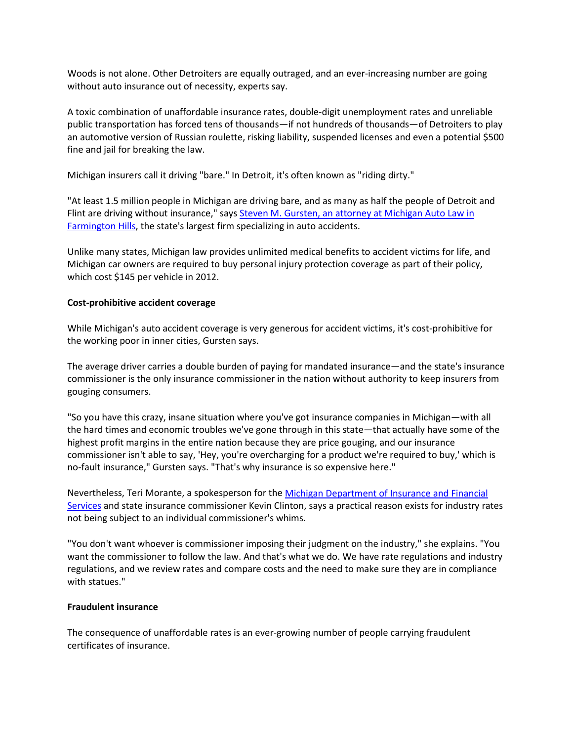Woods is not alone. Other Detroiters are equally outraged, and an ever-increasing number are going without auto insurance out of necessity, experts say.

A toxic combination of unaffordable insurance rates, double-digit unemployment rates and unreliable public transportation has forced tens of thousands—if not hundreds of thousands—of Detroiters to play an automotive version of Russian roulette, risking liability, suspended licenses and even a potential $500 fine and jail for breaking the law.

Michigan insurers call it driving "bare." In Detroit, it's often known as "riding dirty."

"At least 1.5 million people in Michigan are driving bare, and as many as half the people of Detroit and Flint are driving without insurance," says Steven M. Gursten, an attorney at Michigan Auto Law in Farmington Hills, the state's largest firm specializing in auto accidents.

Unlike many states, Michigan law provides unlimited medical benefits to accident victims for life, and Michigan car owners are required to buy personal injury protection coverage as part of their policy, which cost $145 per vehicle in 2012.

**Cost-prohibitive accident coverage**

While Michigan's auto accident coverage is very generous for accident victims, it's cost-prohibitive for the working poor in inner cities, Gursten says.

The average driver carries a double burden of paying for mandated insurance—and the state's insurance commissioner is the only insurance commissioner in the nation without authority to keep insurers from gouging consumers.

"So you have this crazy, insane situation where you've got insurance companies in Michigan—with all the hard times and economic troubles we've gone through in this state—that actually have some of the highest profit margins in the entire nation because they are price gouging, and our insurance commissioner isn't able to say, 'Hey, you're overcharging for a product we're required to buy,' which is no-fault insurance," Gursten says. "That's why insurance is so expensive here."

Nevertheless, Teri Morante, a spokesperson for the Michigan Department of Insurance and Financial Services and state insurance commissioner Kevin Clinton, says a practical reason exists for industry rates not being subject to an individual commissioner's whims.

"You don't want whoever is commissioner imposing their judgment on the industry," she explains. "You want the commissioner to follow the law. And that's what we do. We have rate regulations and industry regulations, and we review rates and compare costs and the need to make sure they are in compliance with statues."

**Fraudulent insurance**

The consequence of unaffordable rates is an ever-growing number of people carrying fraudulent certificates of insurance.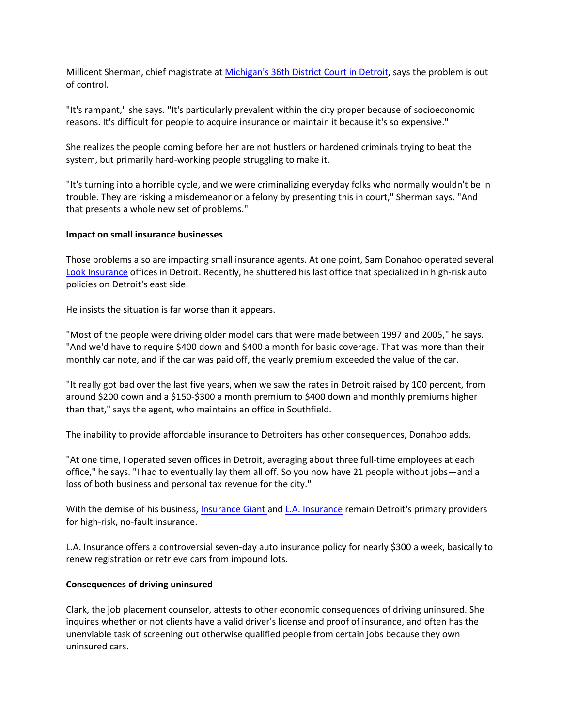Millicent Sherman, chief magistrate at [Michigan's 36th District Court in Detroit](), says the problem is out of control.

"It's rampant," she says. "It's particularly prevalent within the city proper because of socioeconomic reasons. It's difficult for people to acquire insurance or maintain it because it's so expensive."

She realizes the people coming before her are not hustlers or hardened criminals trying to beat the system, but primarily hard-working people struggling to make it.

"It's turning into a horrible cycle, and we were criminalizing everyday folks who normally wouldn't be in trouble. They are risking a misdemeanor or a felony by presenting this in court," Sherman says. "And that presents a whole new set of problems."

**Impact on small insurance businesses**

Those problems also are impacting small insurance agents. At one point, Sam Donahoo operated several [Look Insurance]() offices in Detroit. Recently, he shuttered his last office that specialized in high-risk auto policies on Detroit's east side.

He insists the situation is far worse than it appears.

"Most of the people were driving older model cars that were made between 1997 and 2005," he says. "And we'd have to require $400 down and $400 a month for basic coverage. That was more than their monthly car note, and if the car was paid off, the yearly premium exceeded the value of the car.

"It really got bad over the last five years, when we saw the rates in Detroit raised by 100 percent, from around $200 down and a $150-$300 a month premium to $400 down and monthly premiums higher than that," says the agent, who maintains an office in Southfield.

The inability to provide affordable insurance to Detroiters has other consequences, Donahoo adds.

"At one time, I operated seven offices in Detroit, averaging about three full-time employees at each office," he says. "I had to eventually lay them all off. So you now have 21 people without jobs—and a loss of both business and personal tax revenue for the city."

With the demise of his business, [Insurance Giant]() and [L.A. Insurance]() remain Detroit's primary providers for high-risk, no-fault insurance.

L.A. Insurance offers a controversial seven-day auto insurance policy for nearly $300 a week, basically to renew registration or retrieve cars from impound lots.

**Consequences of driving uninsured**

Clark, the job placement counselor, attests to other economic consequences of driving uninsured. She inquires whether or not clients have a valid driver's license and proof of insurance, and often has the unenviable task of screening out otherwise qualified people from certain jobs because they own uninsured cars.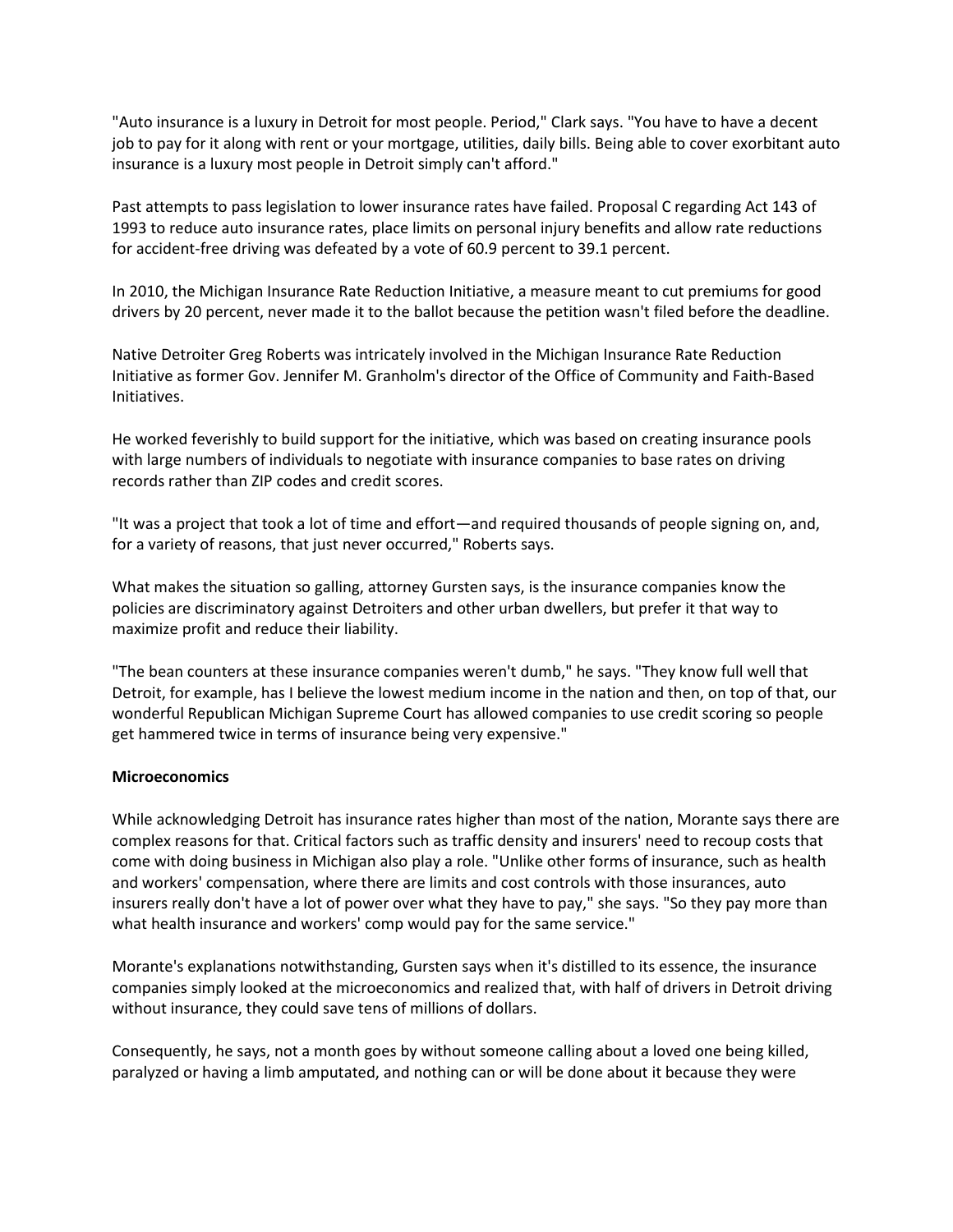"Auto insurance is a luxury in Detroit for most people. Period," Clark says. "You have to have a decent job to pay for it along with rent or your mortgage, utilities, daily bills. Being able to cover exorbitant auto insurance is a luxury most people in Detroit simply can't afford."

Past attempts to pass legislation to lower insurance rates have failed. Proposal C regarding Act 143 of 1993 to reduce auto insurance rates, place limits on personal injury benefits and allow rate reductions for accident-free driving was defeated by a vote of 60.9 percent to 39.1 percent.

In 2010, the Michigan Insurance Rate Reduction Initiative, a measure meant to cut premiums for good drivers by 20 percent, never made it to the ballot because the petition wasn't filed before the deadline.

Native Detroiter Greg Roberts was intricately involved in the Michigan Insurance Rate Reduction Initiative as former Gov. Jennifer M. Granholm's director of the Office of Community and Faith-Based Initiatives.

He worked feverishly to build support for the initiative, which was based on creating insurance pools with large numbers of individuals to negotiate with insurance companies to base rates on driving records rather than ZIP codes and credit scores.

"It was a project that took a lot of time and effort—and required thousands of people signing on, and, for a variety of reasons, that just never occurred," Roberts says.

What makes the situation so galling, attorney Gursten says, is the insurance companies know the policies are discriminatory against Detroiters and other urban dwellers, but prefer it that way to maximize profit and reduce their liability.

"The bean counters at these insurance companies weren't dumb," he says. "They know full well that Detroit, for example, has I believe the lowest medium income in the nation and then, on top of that, our wonderful Republican Michigan Supreme Court has allowed companies to use credit scoring so people get hammered twice in terms of insurance being very expensive."

**Microeconomics**

While acknowledging Detroit has insurance rates higher than most of the nation, Morante says there are complex reasons for that. Critical factors such as traffic density and insurers' need to recoup costs that come with doing business in Michigan also play a role. "Unlike other forms of insurance, such as health and workers' compensation, where there are limits and cost controls with those insurances, auto insurers really don't have a lot of power over what they have to pay," she says. "So they pay more than what health insurance and workers' comp would pay for the same service."

Morante's explanations notwithstanding, Gursten says when it's distilled to its essence, the insurance companies simply looked at the microeconomics and realized that, with half of drivers in Detroit driving without insurance, they could save tens of millions of dollars.

Consequently, he says, not a month goes by without someone calling about a loved one being killed, paralyzed or having a limb amputated, and nothing can or will be done about it because they were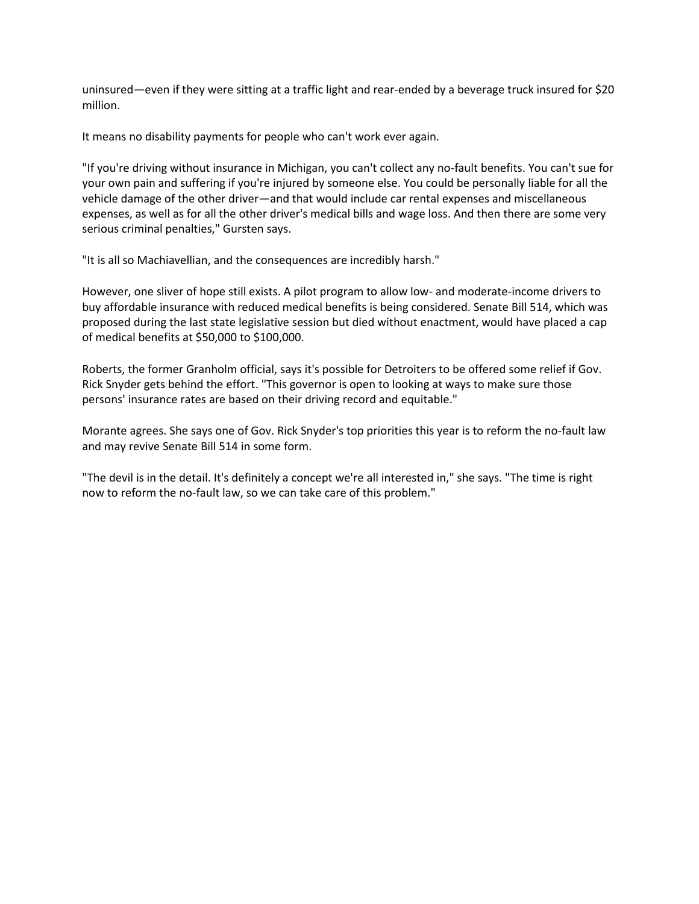uninsured—even if they were sitting at a traffic light and rear-ended by a beverage truck insured for $20 million.

It means no disability payments for people who can't work ever again.

"If you're driving without insurance in Michigan, you can't collect any no-fault benefits. You can't sue for your own pain and suffering if you're injured by someone else. You could be personally liable for all the vehicle damage of the other driver—and that would include car rental expenses and miscellaneous expenses, as well as for all the other driver's medical bills and wage loss. And then there are some very serious criminal penalties," Gursten says.

"It is all so Machiavellian, and the consequences are incredibly harsh."

However, one sliver of hope still exists. A pilot program to allow low- and moderate-income drivers to buy affordable insurance with reduced medical benefits is being considered. Senate Bill 514, which was proposed during the last state legislative session but died without enactment, would have placed a cap of medical benefits at $50,000 to $100,000.

Roberts, the former Granholm official, says it's possible for Detroiters to be offered some relief if Gov. Rick Snyder gets behind the effort. "This governor is open to looking at ways to make sure those persons' insurance rates are based on their driving record and equitable."

Morante agrees. She says one of Gov. Rick Snyder's top priorities this year is to reform the no-fault law and may revive Senate Bill 514 in some form.

"The devil is in the detail. It's definitely a concept we're all interested in," she says. "The time is right now to reform the no-fault law, so we can take care of this problem."